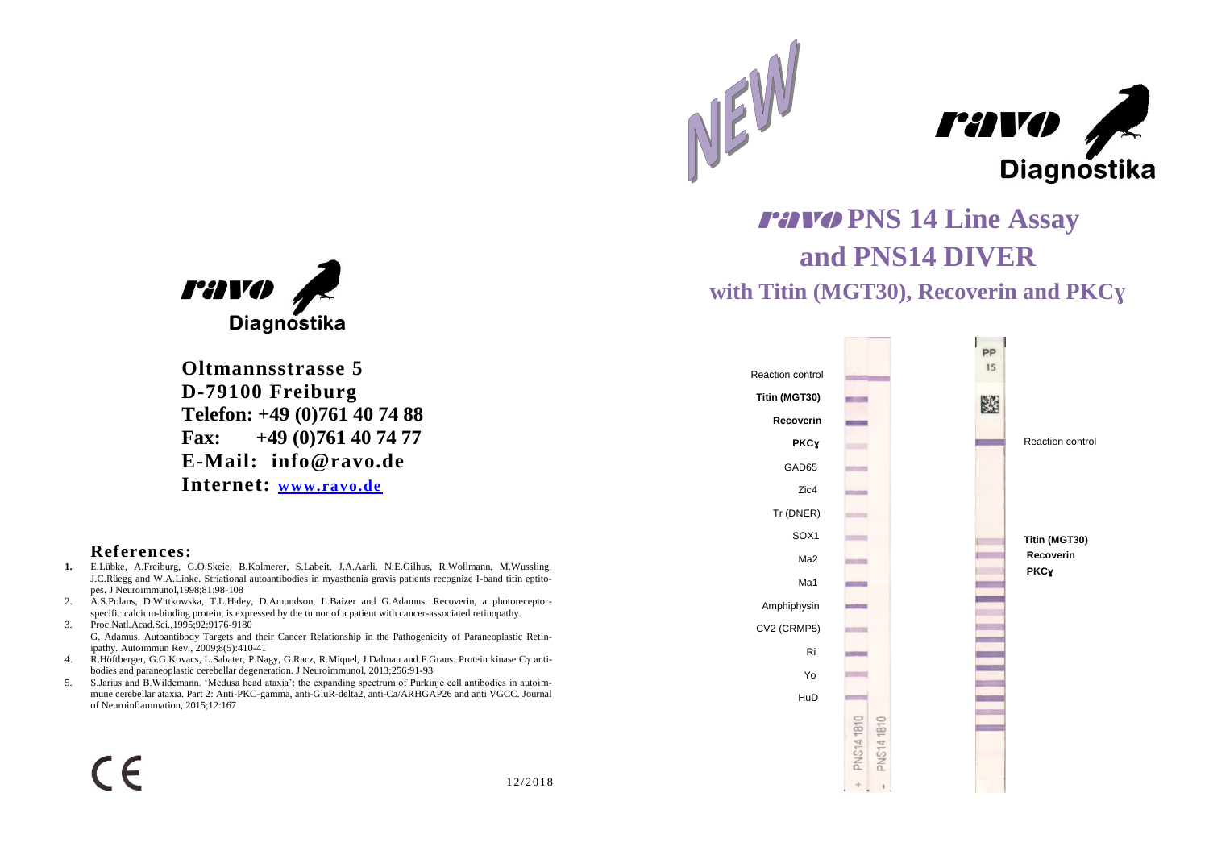NEW

**ravo** Diagnostika

# ravo PNS 14 Line Assay and PNS14 DIVER

## with Titin (MGT30), Recoverin and PKCɣ

Reaction control

**Titin (MGT30)**

**Recoverin**

**PKCɣ**

GAD65

Zic4

Tr (DNER)

SOX1

Ma2

Ma1

Amphiphysin

CV2 (CRMP5)

Ri

Yo

HuD

PNS14 1810 + PNS14 1810 -

PP 15

Reaction control

**Titin (MGT30)**

**Recoverin**

**PKCɣ**

---

**ravo** Diagnostika

**Oltmannsstrasse 5**
**D-79100 Freiburg**
**Telefon: +49 (0)761 40 74 88**
**Fax: +49 (0)761 40 74 77**
**E-Mail: info@ravo.de**
**Internet: www.ravo.de**

## References:

1. E.Lübke, A.Freiburg, G.O.Skeie, B.Kolmerer, S.Labeit, J.A.Aarli, N.E.Gilhus, R.Wollmann, M.Wussling, J.C.Rüegg and W.A.Linke. Striational autoantibodies in myasthenia gravis patients recognize I-band titin epitopes. J Neuroimmunol,1998;81:98-108
2. A.S.Polans, D.Wittkowska, T.L.Haley, D.Amundson, L.Baizer and G.Adamus. Recoverin, a photoreceptor-specific calcium-binding protein, is expressed by the tumor of a patient with cancer-associated retinopathy.
3. Proc.Natl.Acad.Sci.,1995;92:9176-9180
   G. Adamus. Autoantibody Targets and their Cancer Relationship in the Pathogenicity of Paraneoplastic Retinipathy. Autoimmun Rev., 2009;8(5):410-41
4. R.Höftberger, G.G.Kovacs, L.Sabater, P.Nagy, G.Racz, R.Miquel, J.Dalmau and F.Graus. Protein kinase Cγ antibodies and paraneoplastic cerebellar degeneration. J Neuroimmunol, 2013;256:91-93
5. S.Jarius and B.Wildemann. 'Medusa head ataxia': the expanding spectrum of Purkinje cell antibodies in autoimmune cerebellar ataxia. Part 2: Anti-PKC-gamma, anti-GluR-delta2, anti-Ca/ARHGAP26 and anti VGCC. Journal of Neuroinflammation, 2015;12:167

CE

12/2018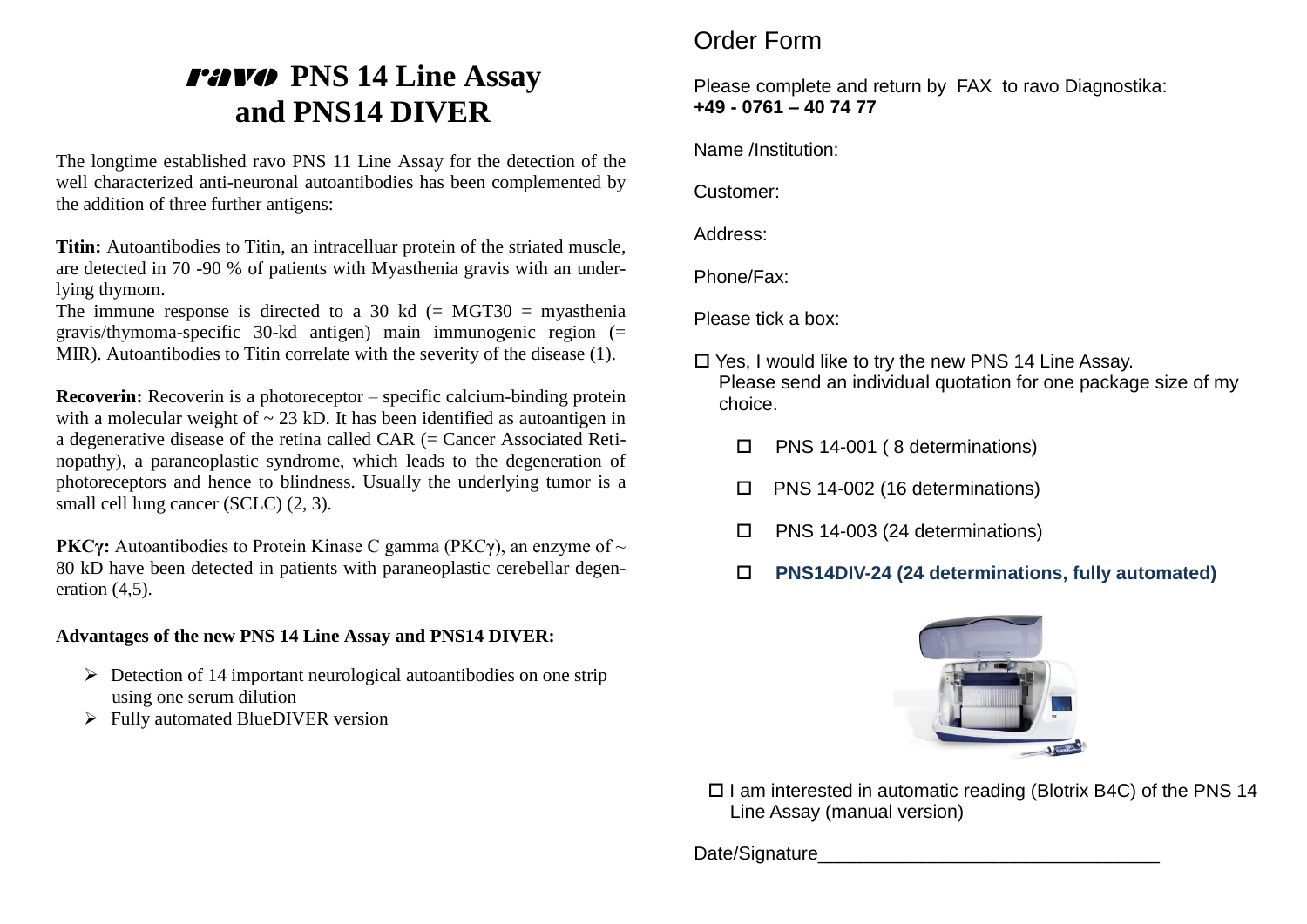# *ravo* PNS 14 Line Assay and PNS14 DIVER

The longtime established ravo PNS 11 Line Assay for the detection of the well characterized anti-neuronal autoantibodies has been complemented by the addition of three further antigens:

**Titin:** Autoantibodies to Titin, an intracelluar protein of the striated muscle, are detected in 70 -90 % of patients with Myasthenia gravis with an underlying thymom.
The immune response is directed to a 30 kd (= MGT30 = myasthenia gravis/thymoma-specific 30-kd antigen) main immunogenic region (= MIR). Autoantibodies to Titin correlate with the severity of the disease (1).

**Recoverin:** Recoverin is a photoreceptor – specific calcium-binding protein with a molecular weight of ~ 23 kD. It has been identified as autoantigen in a degenerative disease of the retina called CAR (= Cancer Associated Retinopathy), a paraneoplastic syndrome, which leads to the degeneration of photoreceptors and hence to blindness. Usually the underlying tumor is a small cell lung cancer (SCLC) (2, 3).

**PKCγ:** Autoantibodies to Protein Kinase C gamma (PKCγ), an enzyme of ~ 80 kD have been detected in patients with paraneoplastic cerebellar degeneration (4,5).

**Advantages of the new PNS 14 Line Assay and PNS14 DIVER:**

- Detection of 14 important neurological autoantibodies on one strip using one serum dilution
- Fully automated BlueDIVER version

## Order Form

Please complete and return by FAX to ravo Diagnostika:
**+49 - 0761 – 40 74 77**

Name /Institution:

Customer:

Address:

Phone/Fax:

Please tick a box:

☐ Yes, I would like to try the new PNS 14 Line Assay.
Please send an individual quotation for one package size of my choice.

- ☐ PNS 14-001 ( 8 determinations)
- ☐ PNS 14-002 (16 determinations)
- ☐ PNS 14-003 (24 determinations)
- ☐ **PNS14DIV-24 (24 determinations, fully automated)**

☐ I am interested in automatic reading (Blotrix B4C) of the PNS 14 Line Assay (manual version)

Date/Signature_________________________________